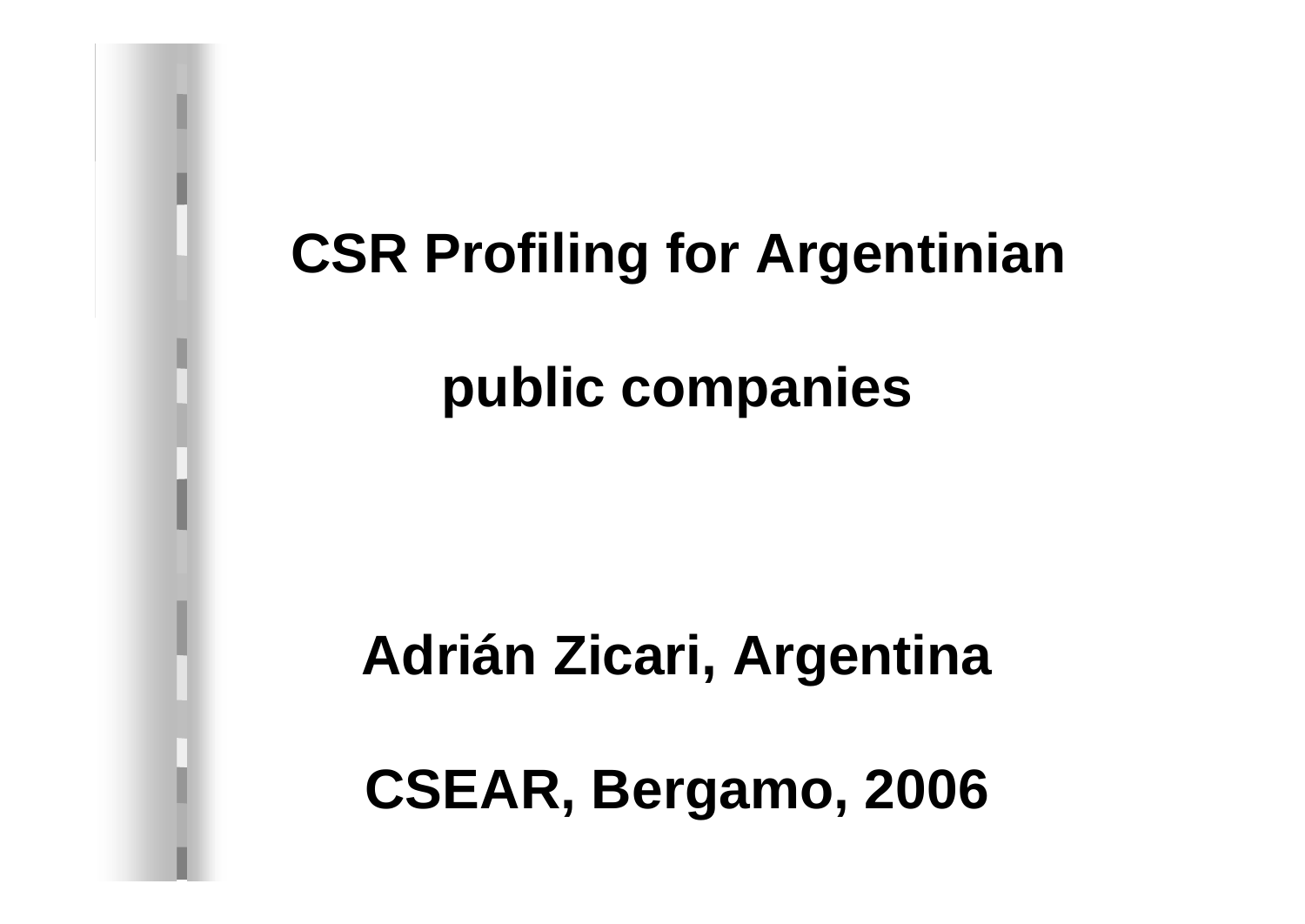# CSR Profiling for Argentinian public companies

**Adrián Zicari, Argentina**

**CSEAR, Bergamo, 2006**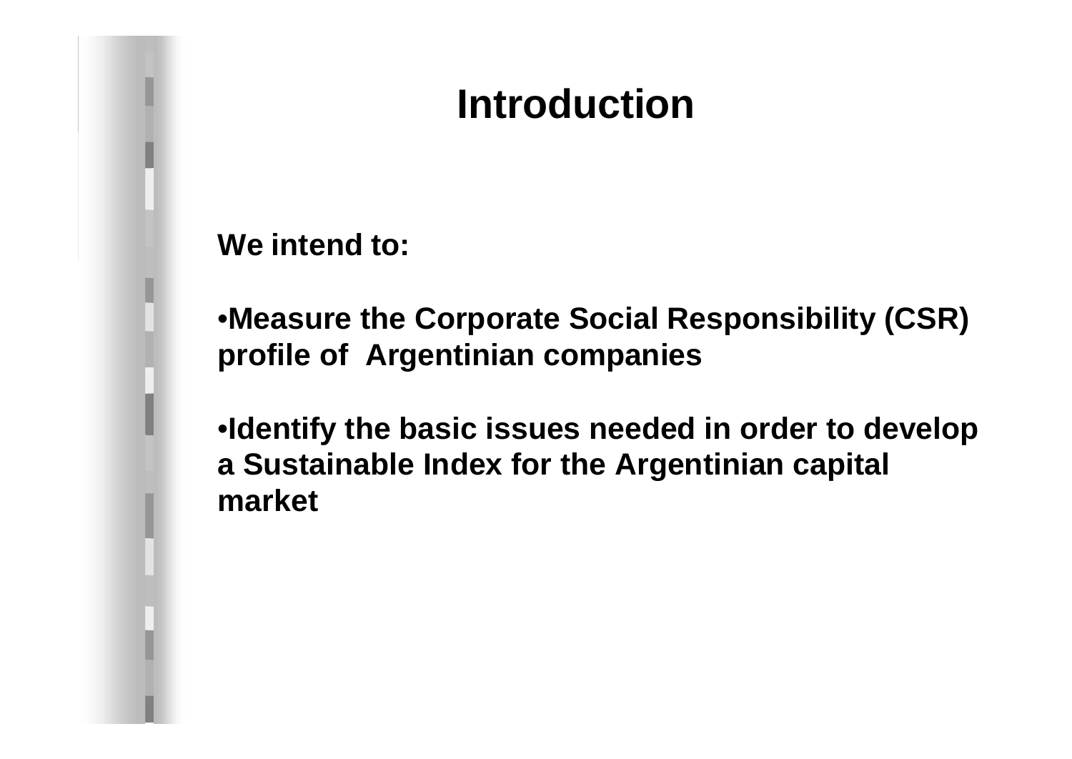# Introduction

**We intend to:**

- **Measure the Corporate Social Responsibility (CSR) profile of Argentinian companies**

- **Identify the basic issues needed in order to develop a Sustainable Index for the Argentinian capital market**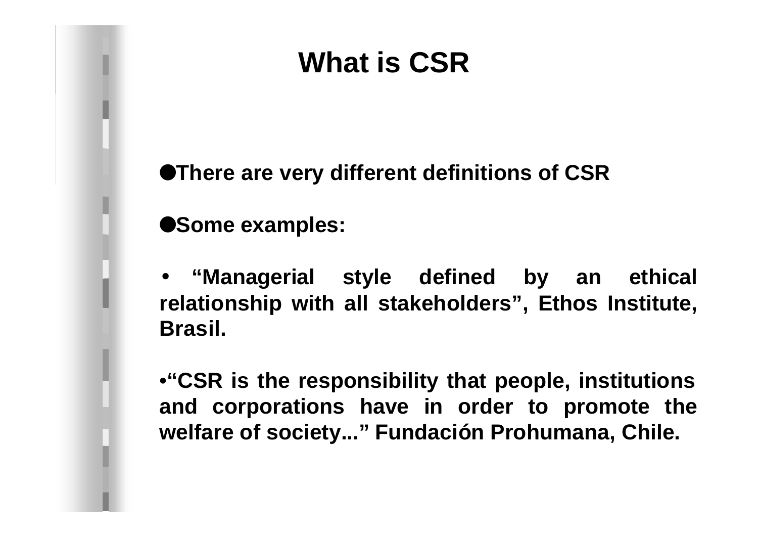# What is CSR

- **There are very different definitions of CSR**

- **Some examples:**

  - **"Managerial style defined by an ethical relationship with all stakeholders", Ethos Institute, Brasil.**

  - **"CSR is the responsibility that people, institutions and corporations have in order to promote the welfare of society..." Fundación Prohumana, Chile.**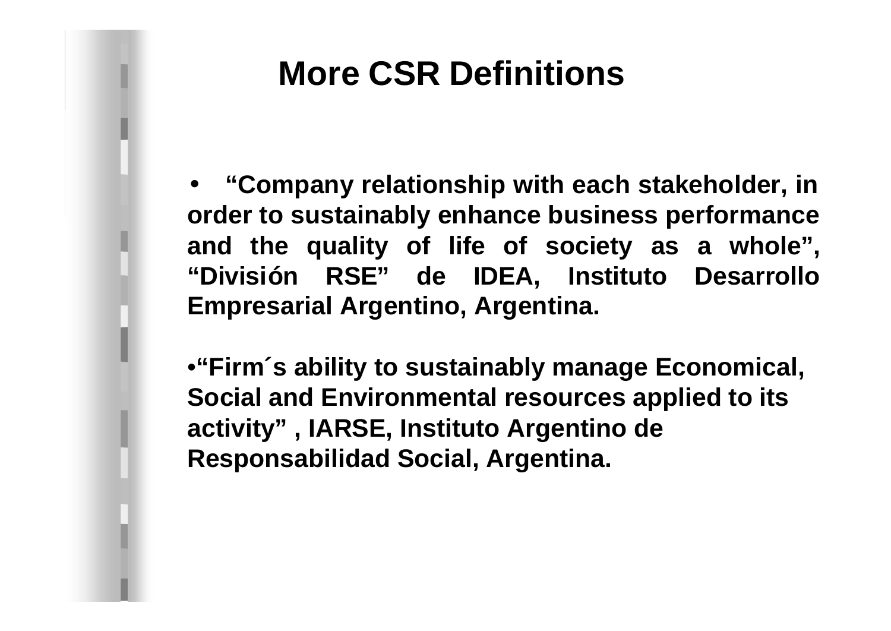# More CSR Definitions

- **"Company relationship with each stakeholder, in order to sustainably enhance business performance and the quality of life of society as a whole", "División RSE" de IDEA, Instituto Desarrollo Empresarial Argentino, Argentina.**

- **"Firm´s ability to sustainably manage Economical, Social and Environmental resources applied to its activity" , IARSE, Instituto Argentino de Responsabilidad Social, Argentina.**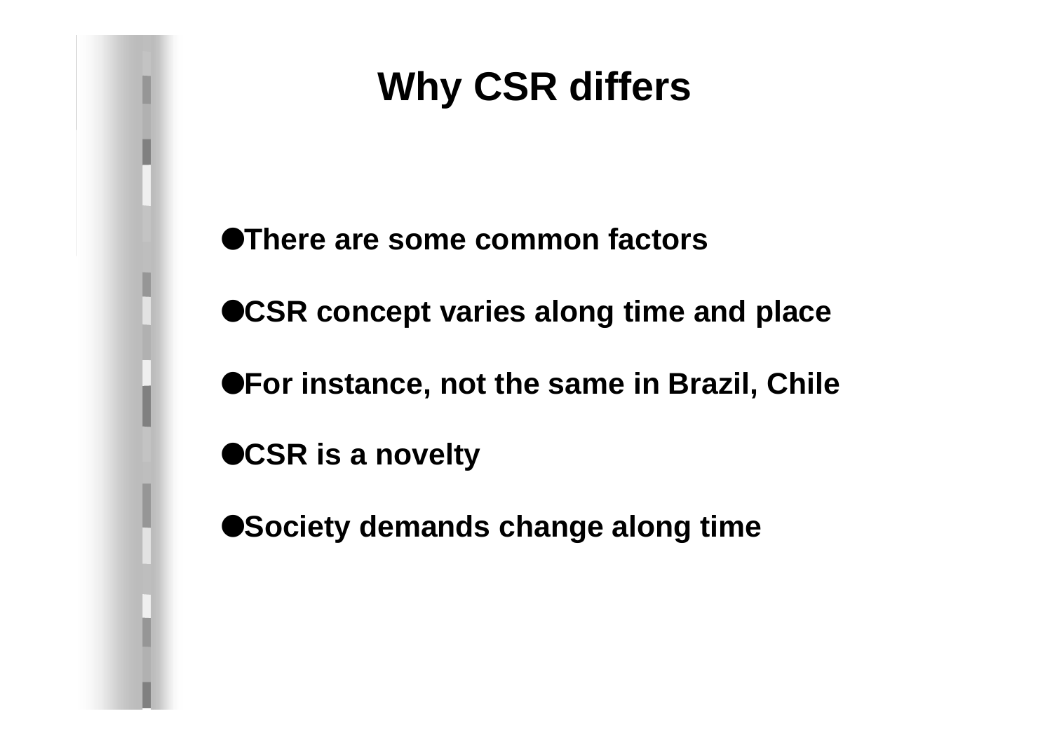# Why CSR differs

- There are some common factors
- CSR concept varies along time and place
- For instance, not the same in Brazil, Chile
- CSR is a novelty
- Society demands change along time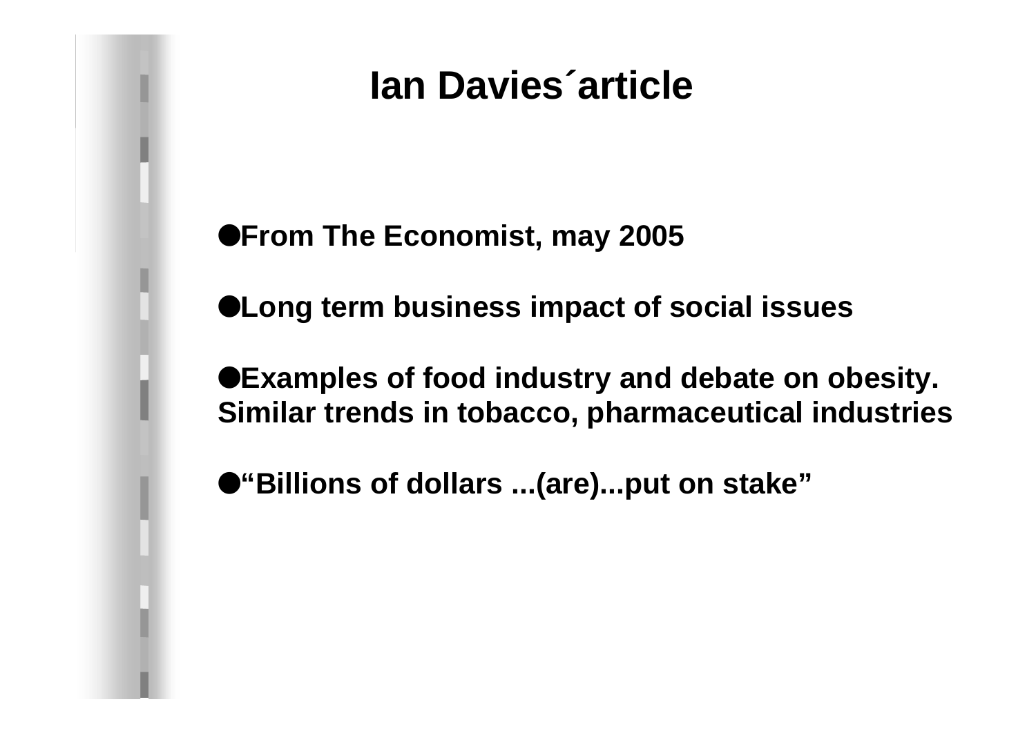# Ian Davies´article

- From The Economist, may 2005
- Long term business impact of social issues
- Examples of food industry and debate on obesity. Similar trends in tobacco, pharmaceutical industries
- “Billions of dollars ...(are)...put on stake”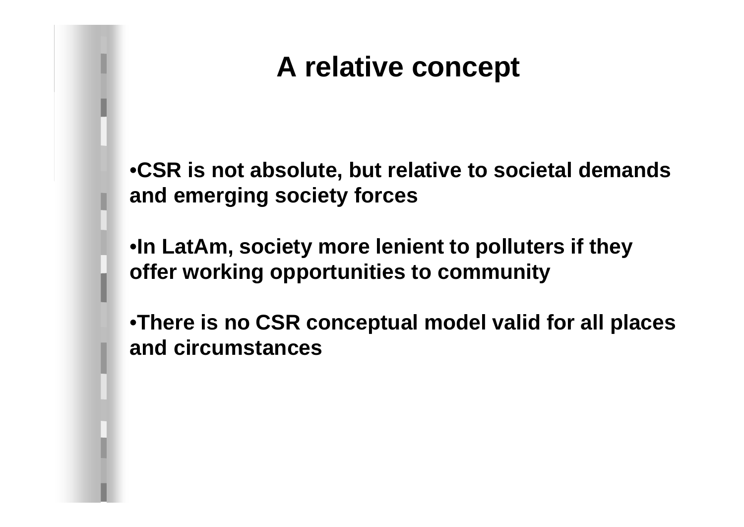# A relative concept

- **CSR is not absolute, but relative to societal demands and emerging society forces**

- **In LatAm, society more lenient to polluters if they offer working opportunities to community**

- **There is no CSR conceptual model valid for all places and circumstances**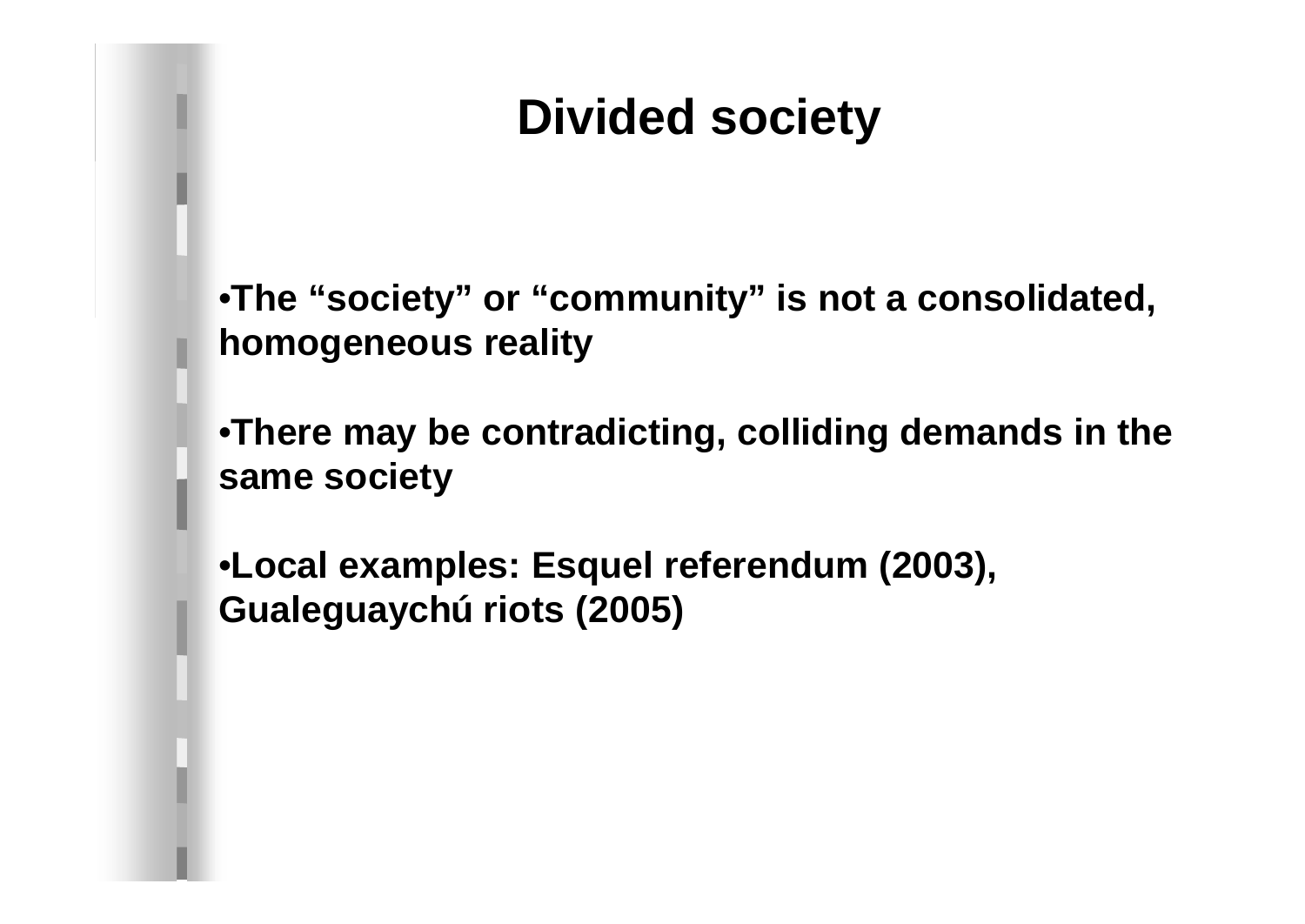# Divided society

- **The "society" or "community" is not a consolidated, homogeneous reality**
- **There may be contradicting, colliding demands in the same society**
- **Local examples: Esquel referendum (2003), Gualeguaychú riots (2005)**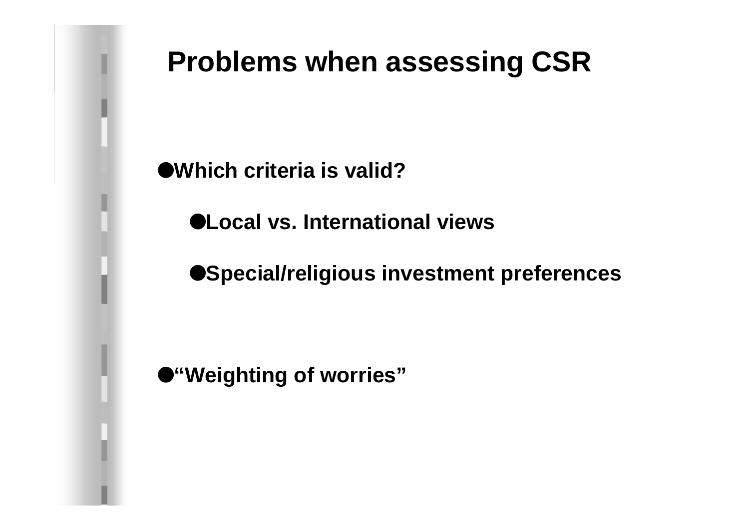# Problems when assessing CSR

- **Which criteria is valid?**
  - **Local vs. International views**
  - **Special/religious investment preferences**

- **“Weighting of worries”**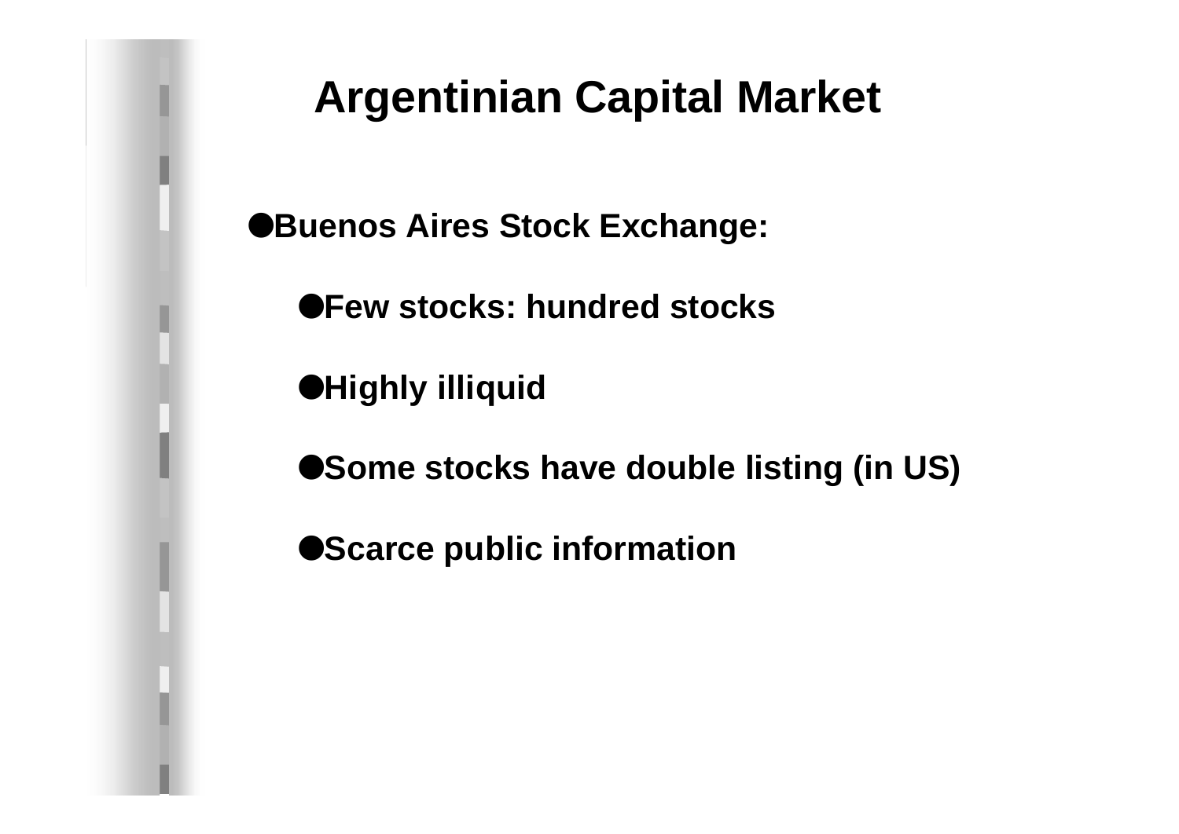# Argentinian Capital Market

- **Buenos Aires Stock Exchange:**
  - **Few stocks: hundred stocks**
  - **Highly illiquid**
  - **Some stocks have double listing (in US)**
  - **Scarce public information**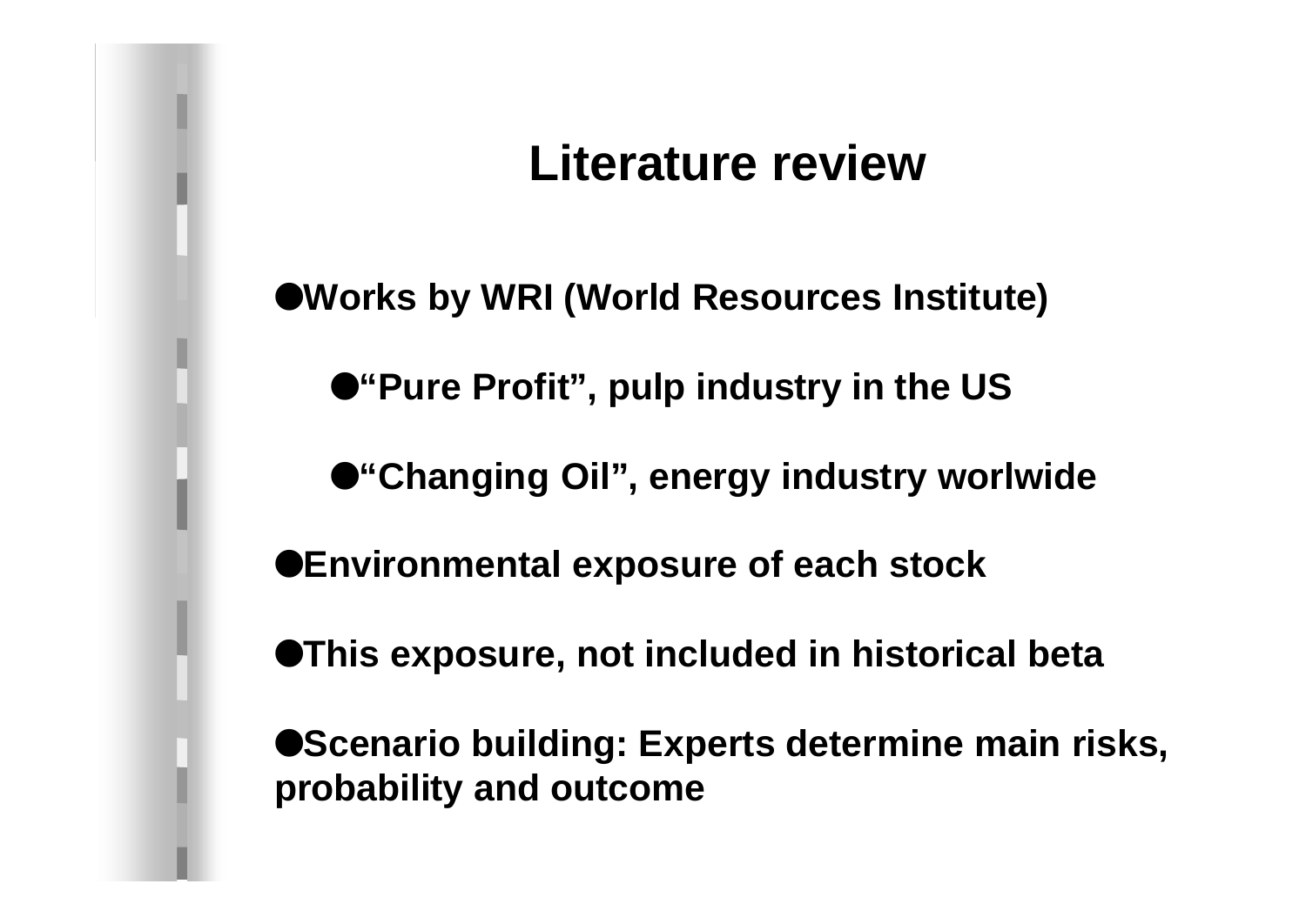# Literature review

- Works by WRI (World Resources Institute)
  - “Pure Profit”, pulp industry in the US
  - “Changing Oil”, energy industry worlwide
- Environmental exposure of each stock
- This exposure, not included in historical beta
- Scenario building: Experts determine main risks, probability and outcome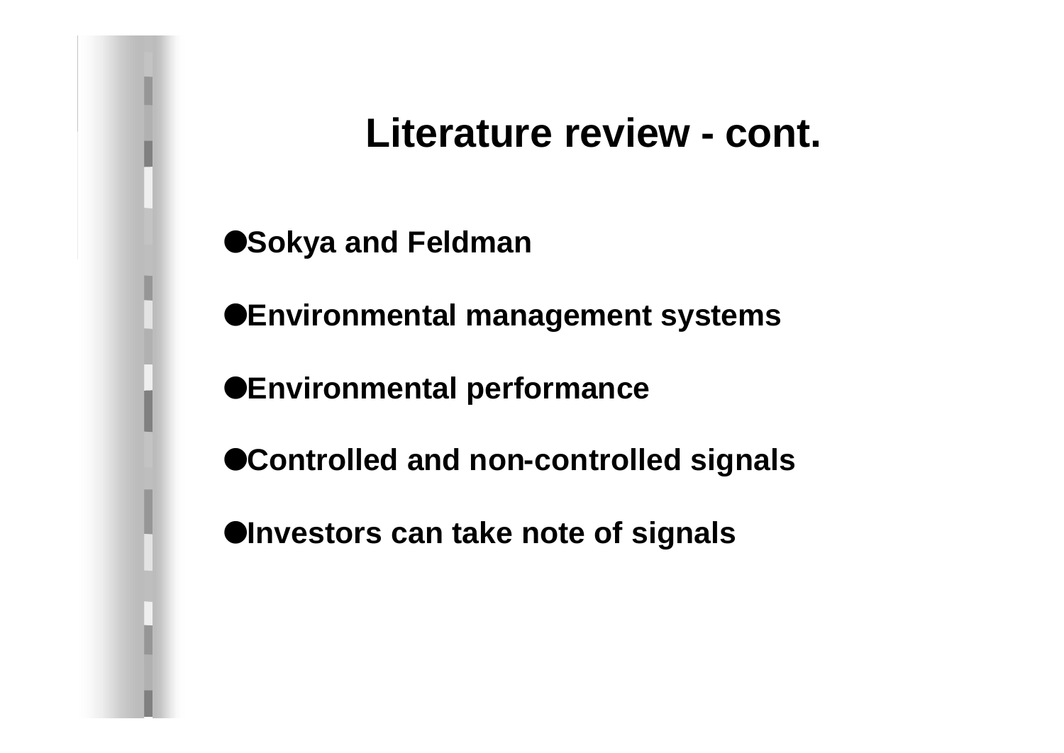# Literature review - cont.

- Sokya and Feldman
- Environmental management systems
- Environmental performance
- Controlled and non-controlled signals
- Investors can take note of signals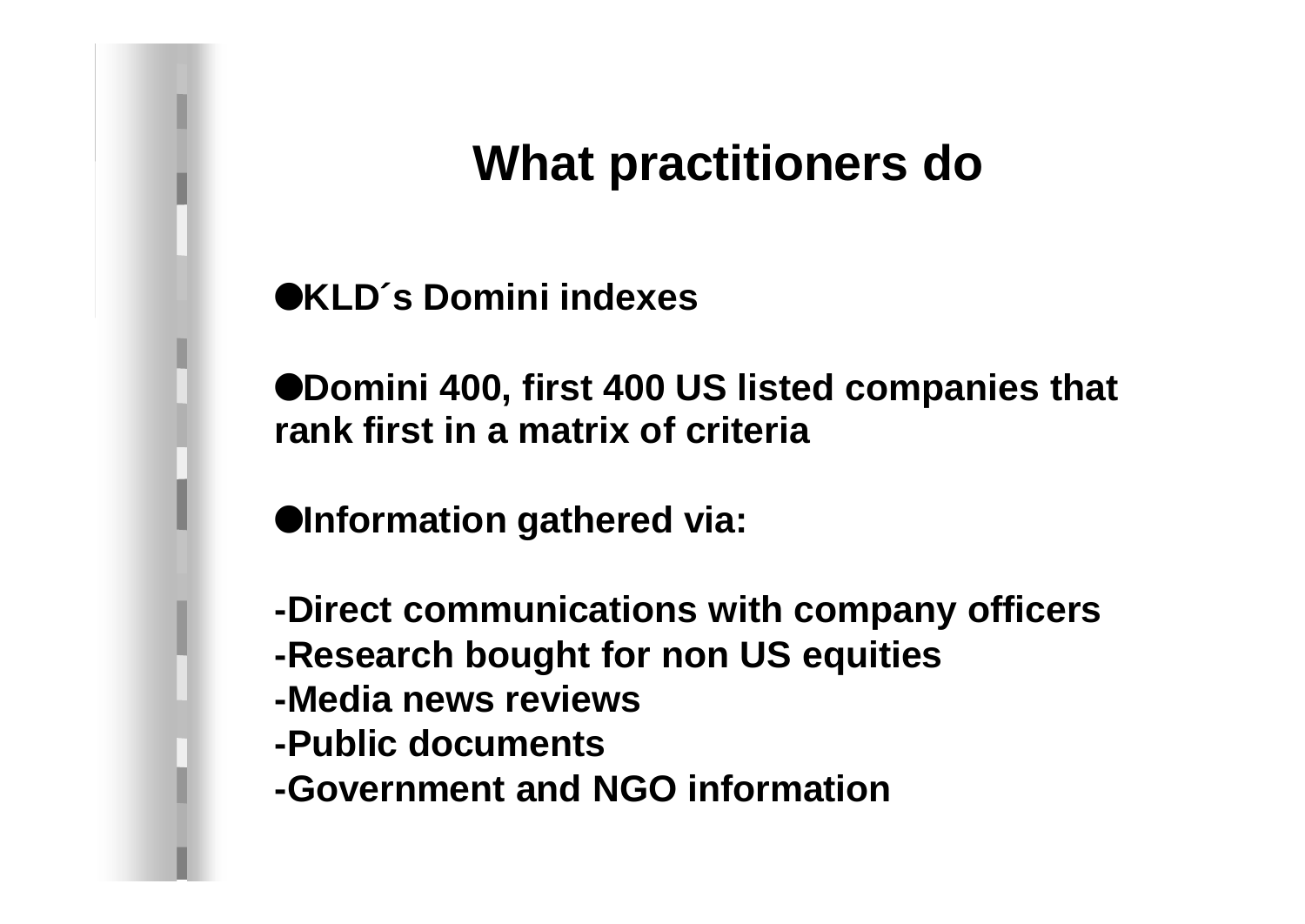# What practitioners do

- KLD´s Domini indexes

- Domini 400, first 400 US listed companies that rank first in a matrix of criteria

- Information gathered via:

-Direct communications with company officers
-Research bought for non US equities
-Media news reviews
-Public documents
-Government and NGO information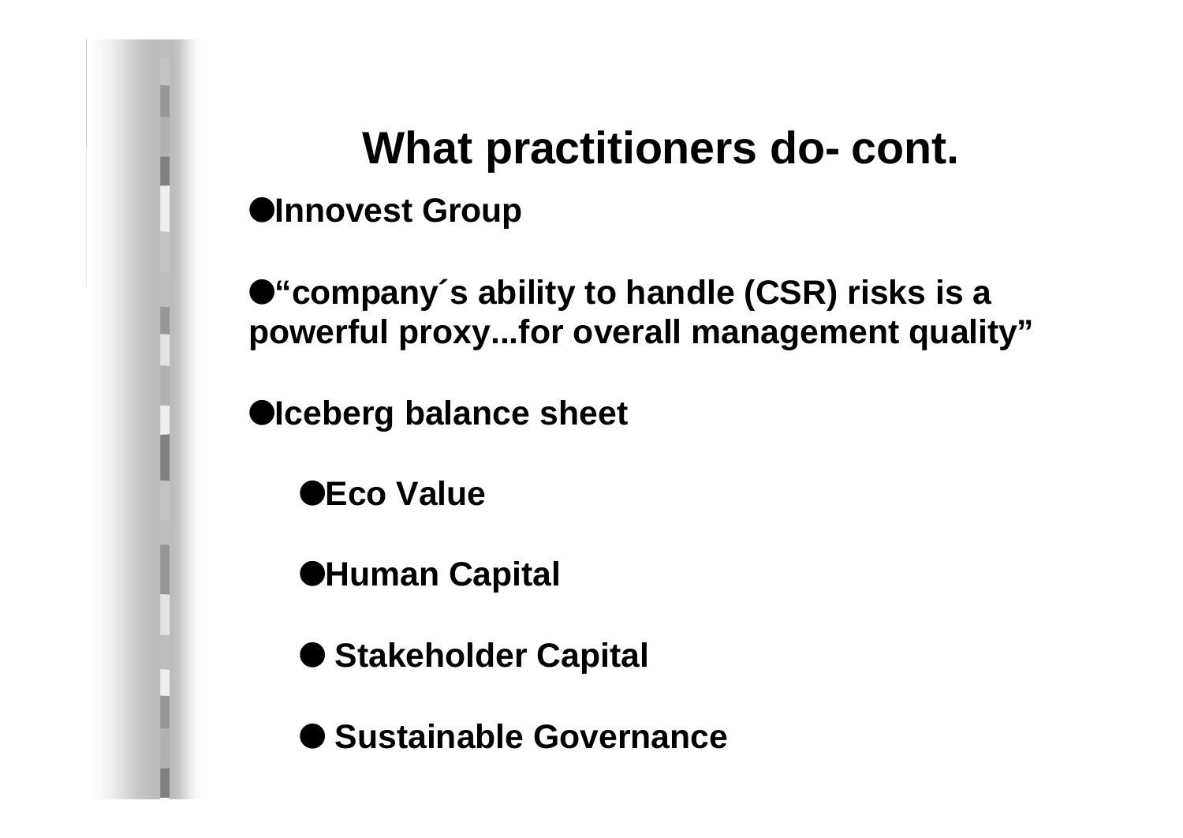# What practitioners do- cont.

- **Innovest Group**
- **“company´s ability to handle (CSR) risks is a powerful proxy...for overall management quality”**
- **Iceberg balance sheet**
  - **Eco Value**
  - **Human Capital**
  - **Stakeholder Capital**
  - **Sustainable Governance**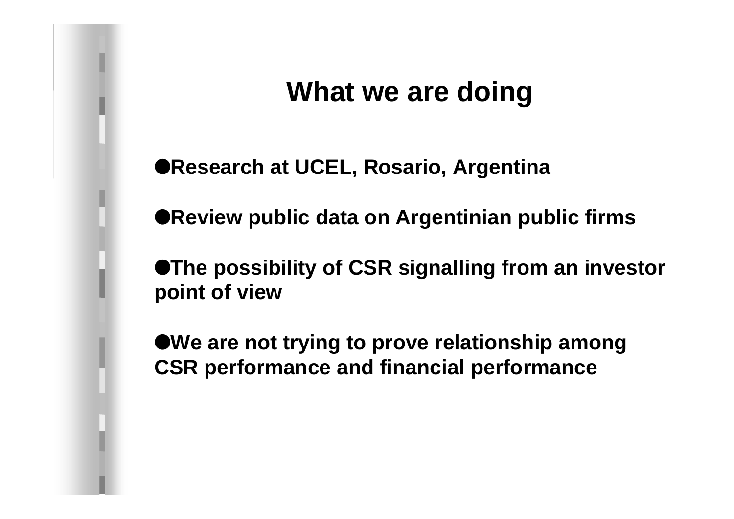# What we are doing

- **Research at UCEL, Rosario, Argentina**

- **Review public data on Argentinian public firms**

- **The possibility of CSR signalling from an investor point of view**

- **We are not trying to prove relationship among CSR performance and financial performance**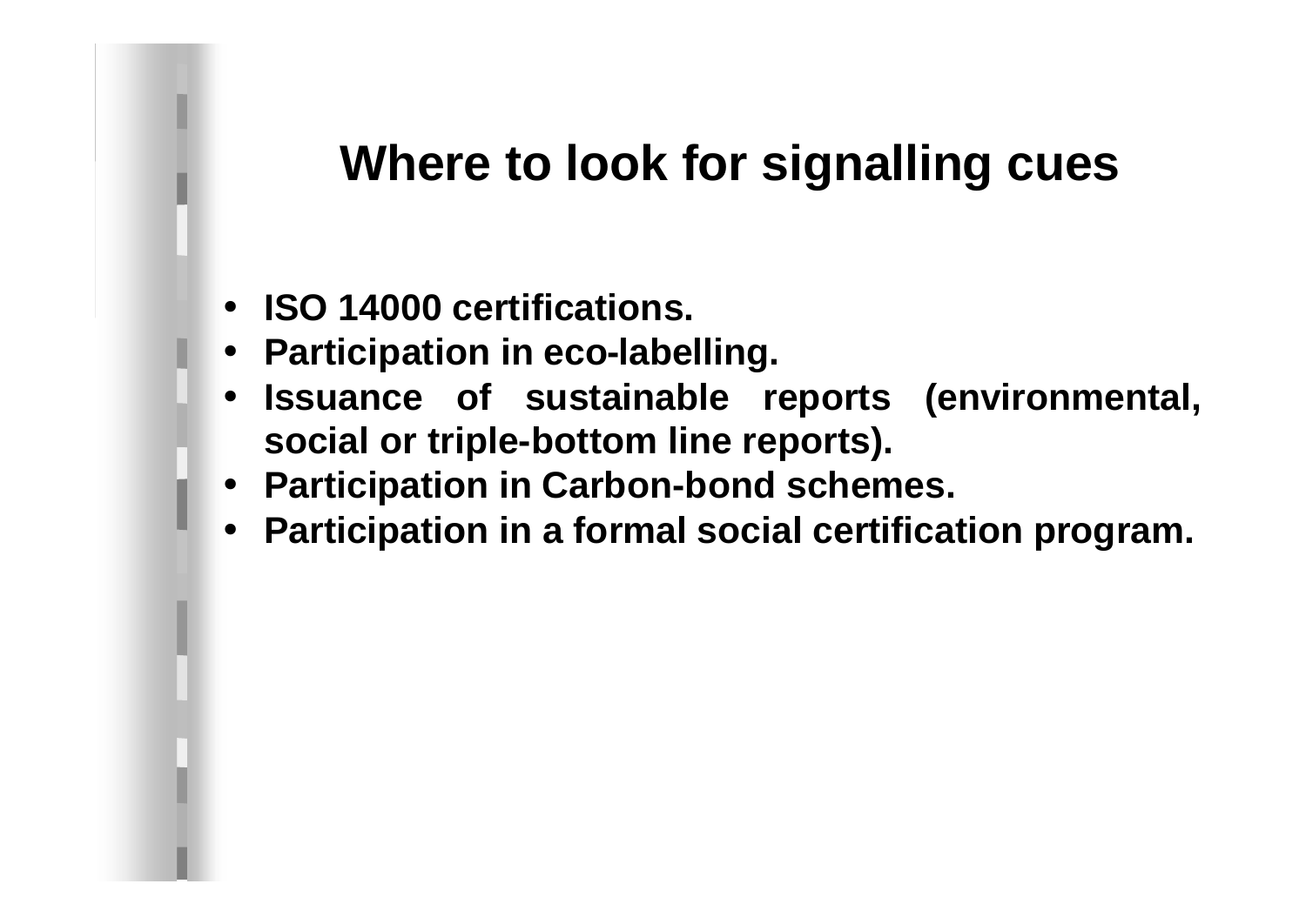# Where to look for signalling cues

- **ISO 14000 certifications.**
- **Participation in eco-labelling.**
- **Issuance of sustainable reports (environmental, social or triple-bottom line reports).**
- **Participation in Carbon-bond schemes.**
- **Participation in a formal social certification program.**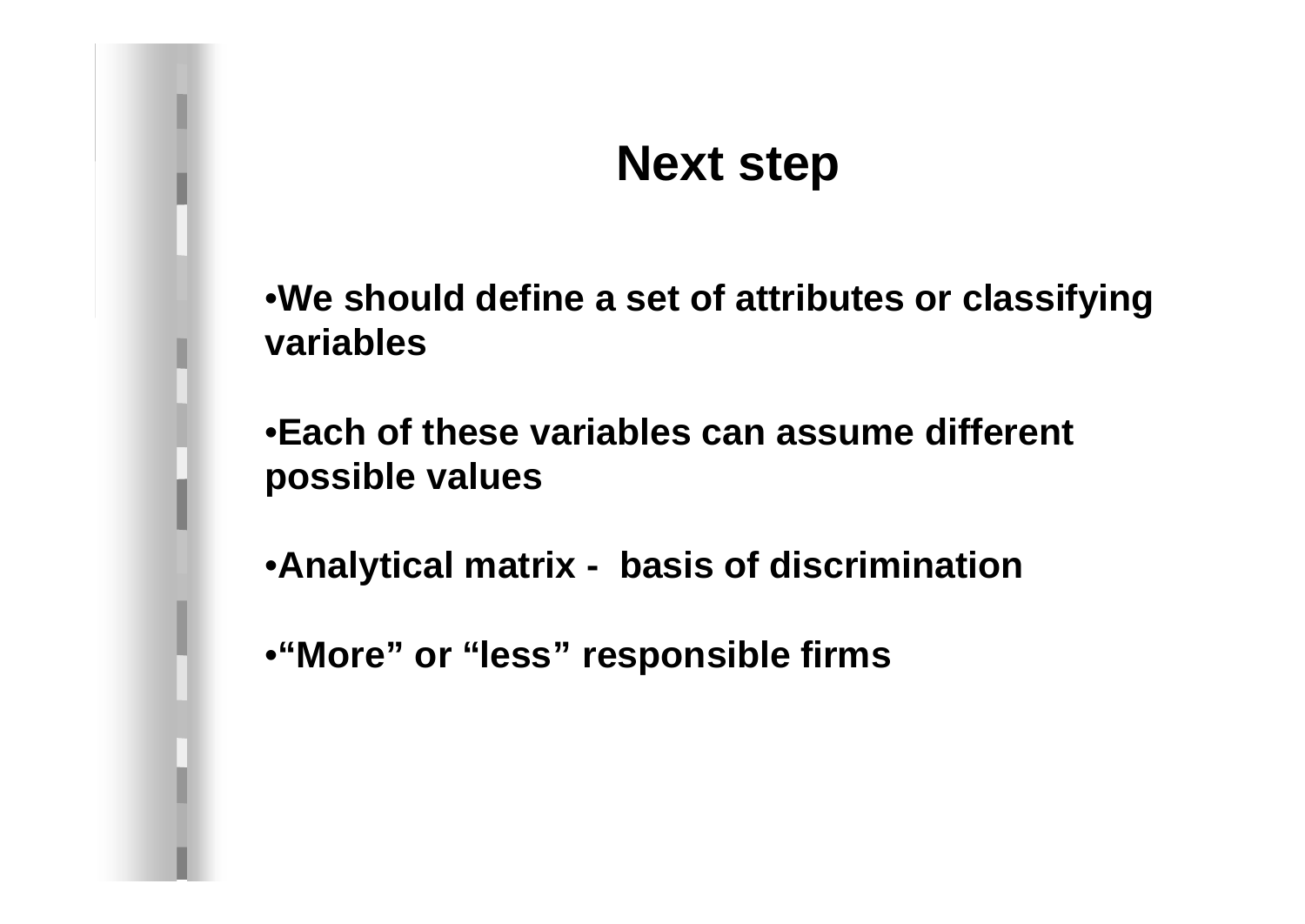## Next step

- We should define a set of attributes or classifying variables
- Each of these variables can assume different possible values
- Analytical matrix - basis of discrimination
- “More” or “less” responsible firms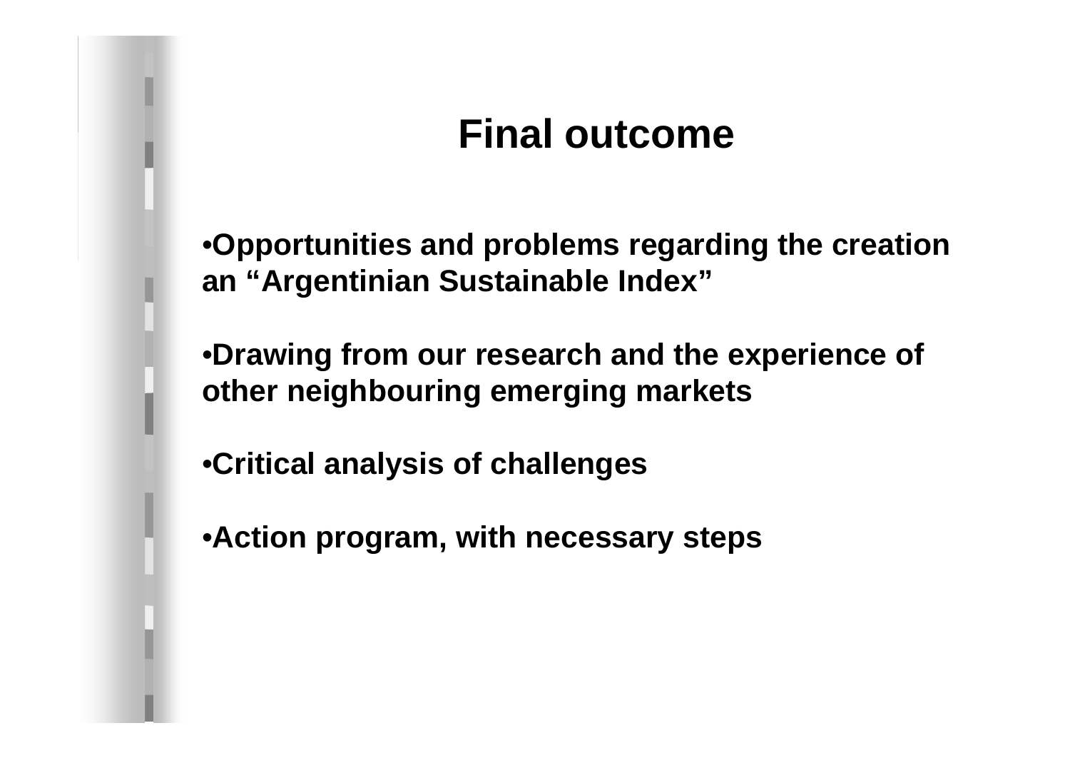# Final outcome

- Opportunities and problems regarding the creation an “Argentinian Sustainable Index”

- Drawing from our research and the experience of other neighbouring emerging markets

- Critical analysis of challenges

- Action program, with necessary steps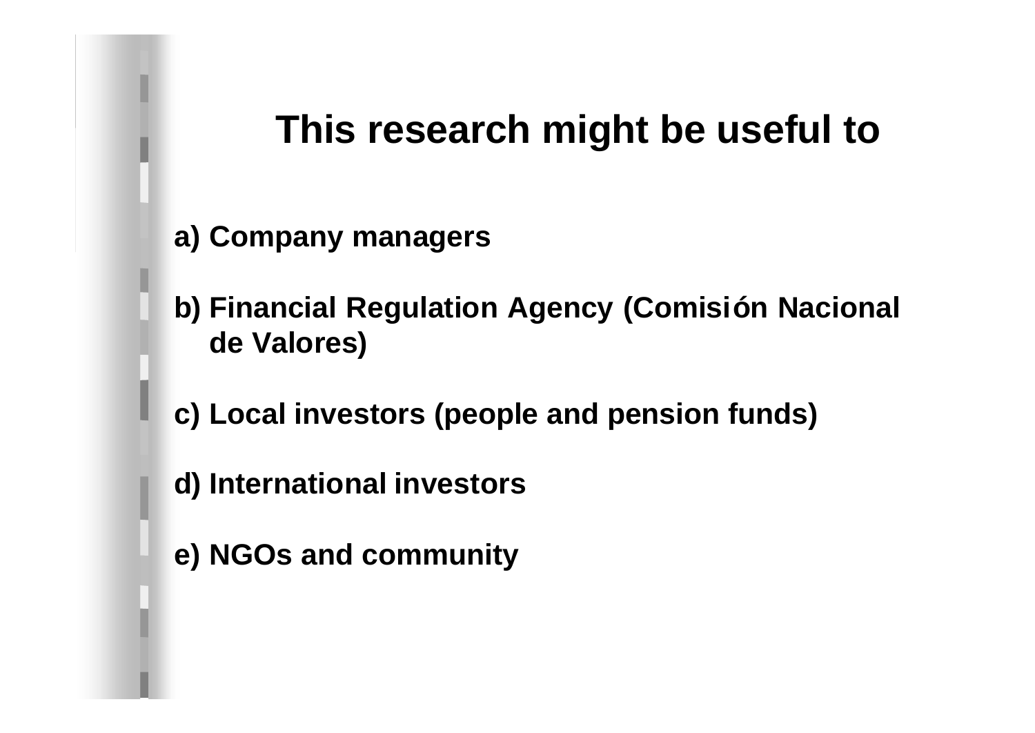# This research might be useful to

a) Company managers

b) Financial Regulation Agency (Comisión Nacional de Valores)

c) Local investors (people and pension funds)

d) International investors

e) NGOs and community